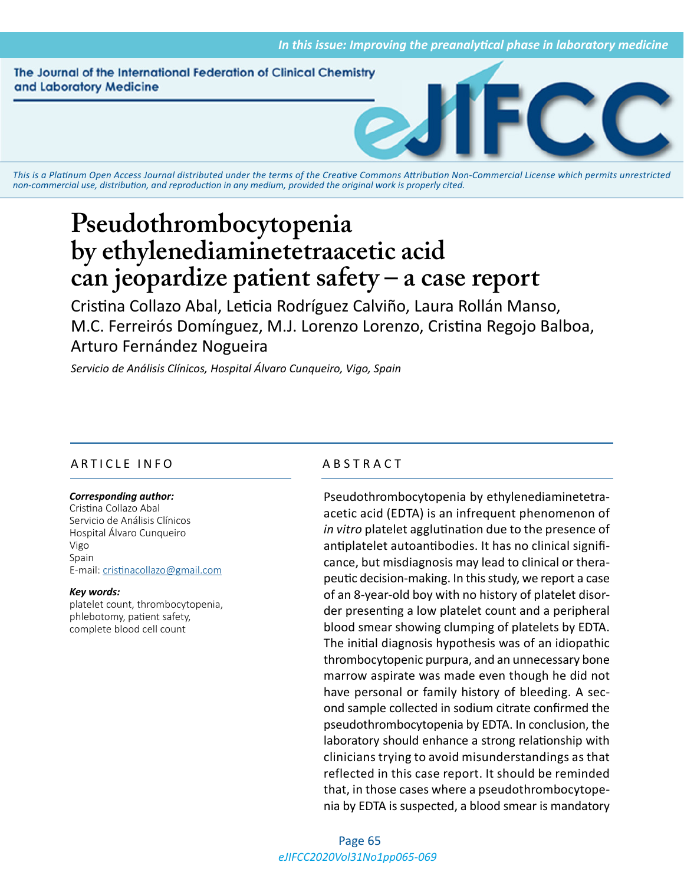# Pseudothrombocytopenia by ethylenediaminetetraacetic acid can jeopardize patient safety – a case report

Cristina Collazo Abal, Leticia Rodríguez Calviño, Laura Rollán Manso, M.C. Ferreirós Domínguez, M.J. Lorenzo Lorenzo, Cristina Regojo Balboa, Arturo Fernández Nogueira

*Servicio de Análisis Clínicos, Hospital Álvaro Cunqueiro, Vigo, Spain*

## ARTICLE INFO

***Corresponding author:***
Cristina Collazo Abal
Servicio de Análisis Clínicos
Hospital Álvaro Cunqueiro
Vigo
Spain
E-mail: cristinacollazo@gmail.com

***Key words:***
platelet count, thrombocytopenia, phlebotomy, patient safety, complete blood cell count

## ABSTRACT

Pseudothrombocytopenia by ethylenediaminetetraacetic acid (EDTA) is an infrequent phenomenon of *in vitro* platelet agglutination due to the presence of antiplatelet autoantibodies. It has no clinical significance, but misdiagnosis may lead to clinical or therapeutic decision-making. In this study, we report a case of an 8-year-old boy with no history of platelet disorder presenting a low platelet count and a peripheral blood smear showing clumping of platelets by EDTA. The initial diagnosis hypothesis was of an idiopathic thrombocytopenic purpura, and an unnecessary bone marrow aspirate was made even though he did not have personal or family history of bleeding. A second sample collected in sodium citrate confirmed the pseudothrombocytopenia by EDTA. In conclusion, the laboratory should enhance a strong relationship with clinicians trying to avoid misunderstandings as that reflected in this case report. It should be reminded that, in those cases where a pseudothrombocytopenia by EDTA is suspected, a blood smear is mandatory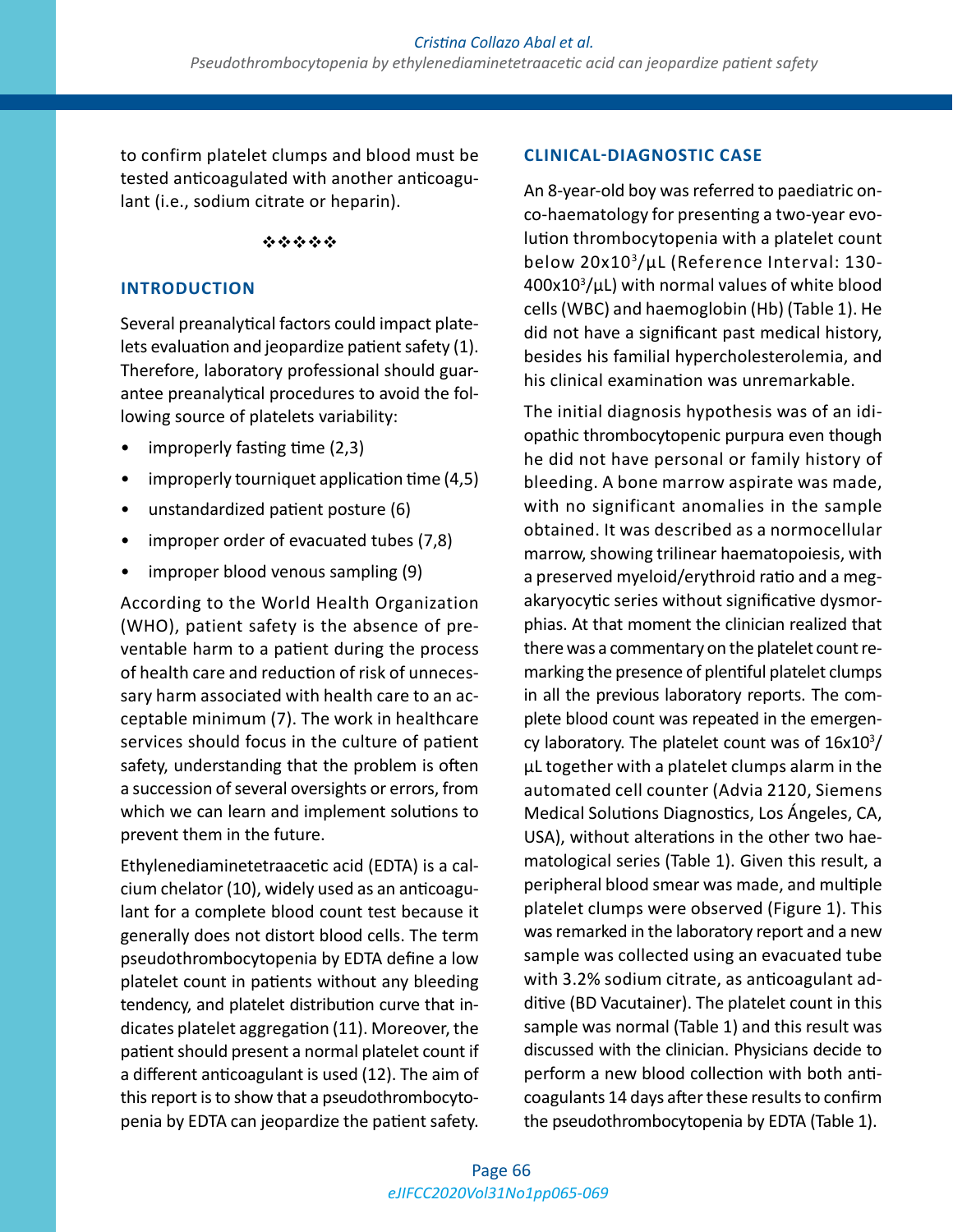to confirm platelet clumps and blood must be tested anticoagulated with another anticoagulant (i.e., sodium citrate or heparin).

❖❖❖❖❖

## INTRODUCTION

Several preanalytical factors could impact platelets evaluation and jeopardize patient safety (1). Therefore, laboratory professional should guarantee preanalytical procedures to avoid the following source of platelets variability:

- improperly fasting time (2,3)
- improperly tourniquet application time (4,5)
- unstandardized patient posture (6)
- improper order of evacuated tubes (7,8)
- improper blood venous sampling (9)

According to the World Health Organization (WHO), patient safety is the absence of preventable harm to a patient during the process of health care and reduction of risk of unnecessary harm associated with health care to an acceptable minimum (7). The work in healthcare services should focus in the culture of patient safety, understanding that the problem is often a succession of several oversights or errors, from which we can learn and implement solutions to prevent them in the future.

Ethylenediaminetetraacetic acid (EDTA) is a calcium chelator (10), widely used as an anticoagulant for a complete blood count test because it generally does not distort blood cells. The term pseudothrombocytopenia by EDTA define a low platelet count in patients without any bleeding tendency, and platelet distribution curve that indicates platelet aggregation (11). Moreover, the patient should present a normal platelet count if a different anticoagulant is used (12). The aim of this report is to show that a pseudothrombocytopenia by EDTA can jeopardize the patient safety.

## CLINICAL-DIAGNOSTIC CASE

An 8-year-old boy was referred to paediatric onco-haematology for presenting a two-year evolution thrombocytopenia with a platelet count below $20 \times 10^3/\mu L$ (Reference Interval: $130\text{-}400 \times 10^3/\mu L$) with normal values of white blood cells (WBC) and haemoglobin (Hb) (Table 1). He did not have a significant past medical history, besides his familial hypercholesterolemia, and his clinical examination was unremarkable.

The initial diagnosis hypothesis was of an idiopathic thrombocytopenic purpura even though he did not have personal or family history of bleeding. A bone marrow aspirate was made, with no significant anomalies in the sample obtained. It was described as a normocellular marrow, showing trilinear haematopoiesis, with a preserved myeloid/erythroid ratio and a megakaryocytic series without significative dysmorphias. At that moment the clinician realized that there was a commentary on the platelet count remarking the presence of plentiful platelet clumps in all the previous laboratory reports. The complete blood count was repeated in the emergency laboratory. The platelet count was of $16 \times 10^3/\mu L$ together with a platelet clumps alarm in the automated cell counter (Advia 2120, Siemens Medical Solutions Diagnostics, Los Ángeles, CA, USA), without alterations in the other two haematological series (Table 1). Given this result, a peripheral blood smear was made, and multiple platelet clumps were observed (Figure 1). This was remarked in the laboratory report and a new sample was collected using an evacuated tube with 3.2% sodium citrate, as anticoagulant additive (BD Vacutainer). The platelet count in this sample was normal (Table 1) and this result was discussed with the clinician. Physicians decide to perform a new blood collection with both anticoagulants 14 days after these results to confirm the pseudothrombocytopenia by EDTA (Table 1).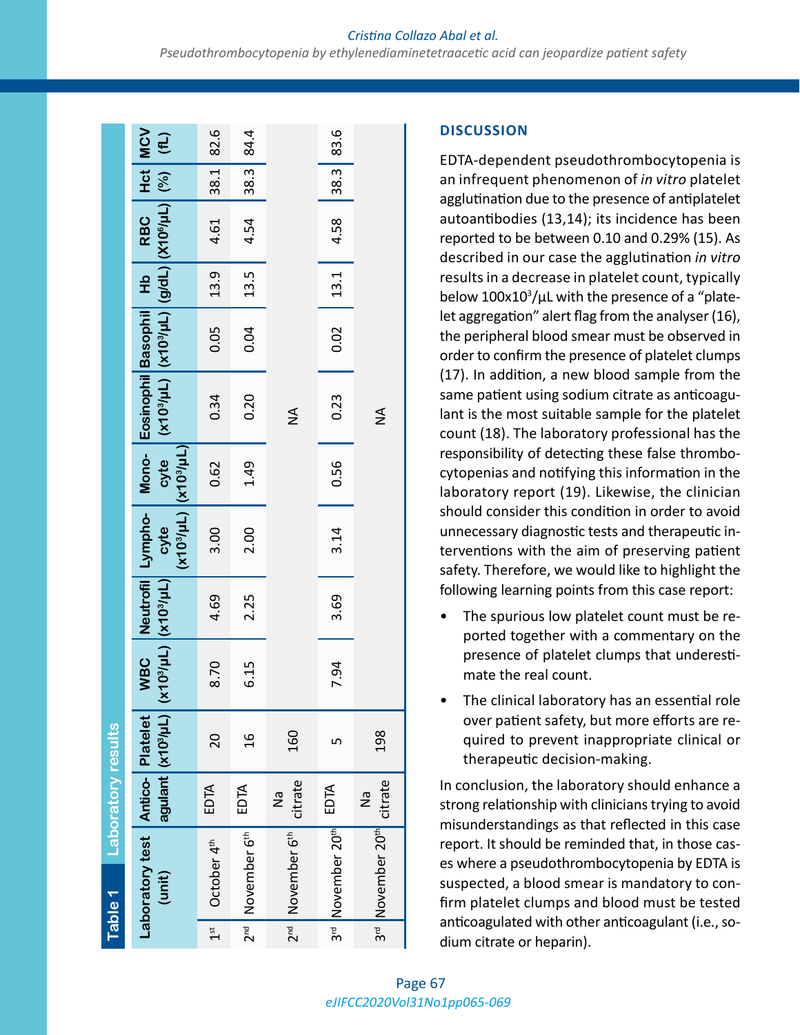**Table 1 Laboratory results**

| | Laboratory test (unit) | Anticoagulant | Platelet ($x10^3/\mu L$) | WBC ($x10^3/\mu L$) | Neutrofil ($x10^3/\mu L$) | Lymphocyte ($x10^3/\mu L$) | Monocyte ($x10^3/\mu L$) | Eosinophil ($x10^3/\mu L$) | Basophil ($x10^3/\mu L$) | Hb (g/dL) | RBC ($X10^6/\mu L$) | Hct (%) | MCV (fL) |
|---|---|---|---|---|---|---|---|---|---|---|---|---|---|
| 1st | October 4th | EDTA | 20 | 8.70 | 4.69 | 3.00 | 0.62 | 0.34 | 0.05 | 13.9 | 4.61 | 38.1 | 82.6 |
| 2nd | November 6th | EDTA | 16 | 6.15 | 2.25 | 2.00 | 1.49 | 0.20 | 0.04 | 13.5 | 4.54 | 38.3 | 84.4 |
| 2nd | November 6th | Na citrate | 160 | | | | | NA | | | | | |
| 3rd | November 20th | EDTA | 5 | 7.94 | 3.69 | 3.14 | 0.56 | 0.23 | 0.02 | 13.1 | 4.58 | 38.3 | 83.6 |
| 3rd | November 20th | Na citrate | 198 | | | | | NA | | | | | |

## DISCUSSION

EDTA-dependent pseudothrombocytopenia is an infrequent phenomenon of *in vitro* platelet agglutination due to the presence of antiplatelet autoantibodies (13,14); its incidence has been reported to be between 0.10 and 0.29% (15). As described in our case the agglutination *in vitro* results in a decrease in platelet count, typically below $100x10^3/\mu L$ with the presence of a "platelet aggregation" alert flag from the analyser (16), the peripheral blood smear must be observed in order to confirm the presence of platelet clumps (17). In addition, a new blood sample from the same patient using sodium citrate as anticoagulant is the most suitable sample for the platelet count (18). The laboratory professional has the responsibility of detecting these false thrombocytopenias and notifying this information in the laboratory report (19). Likewise, the clinician should consider this condition in order to avoid unnecessary diagnostic tests and therapeutic interventions with the aim of preserving patient safety. Therefore, we would like to highlight the following learning points from this case report:

- The spurious low platelet count must be reported together with a commentary on the presence of platelet clumps that underestimate the real count.
- The clinical laboratory has an essential role over patient safety, but more efforts are required to prevent inappropriate clinical or therapeutic decision-making.

In conclusion, the laboratory should enhance a strong relationship with clinicians trying to avoid misunderstandings as that reflected in this case report. It should be reminded that, in those cases where a pseudothrombocytopenia by EDTA is suspected, a blood smear is mandatory to confirm platelet clumps and blood must be tested anticoagulated with other anticoagulant (i.e., sodium citrate or heparin).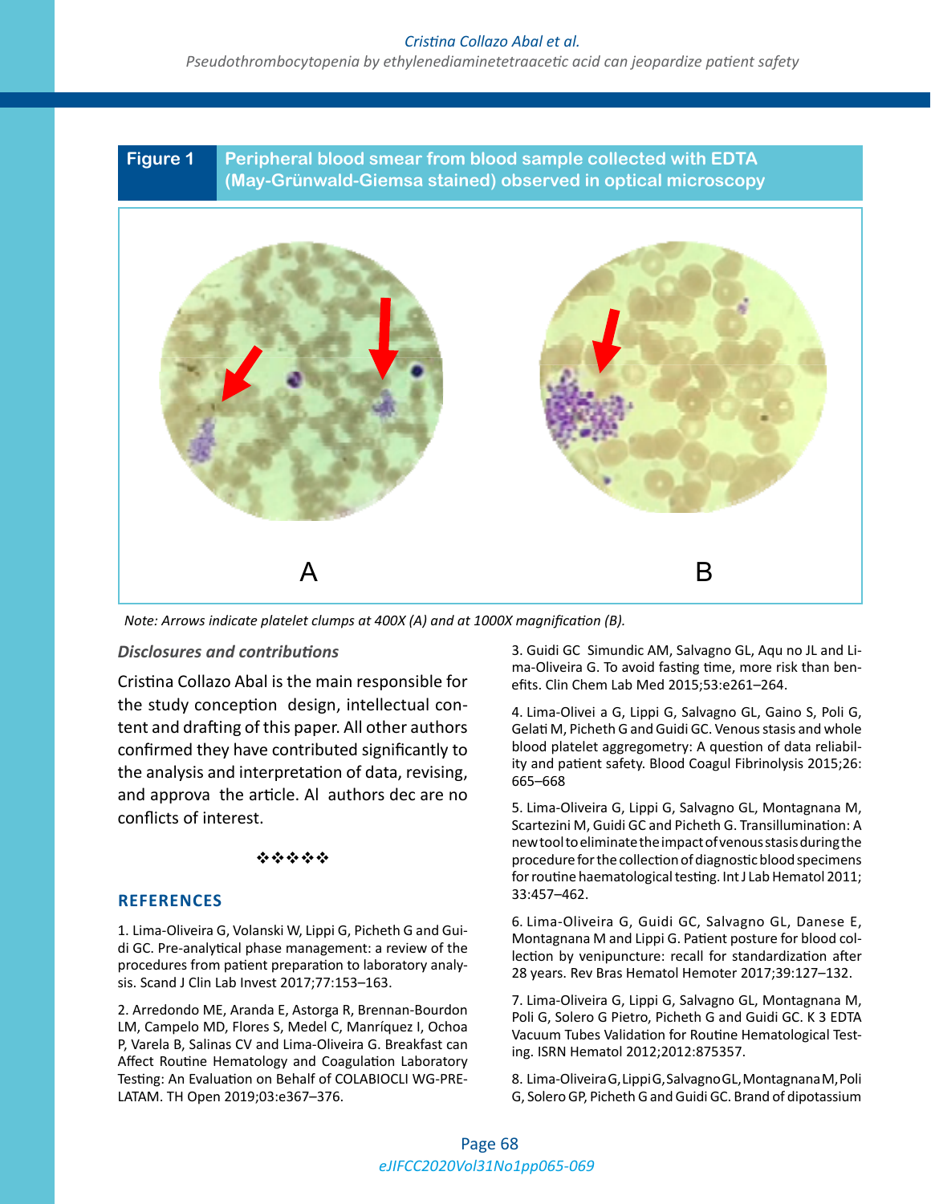**Figure 1** **Peripheral blood smear from blood sample collected with EDTA (May-Grünwald-Giemsa stained) observed in optical microscopy**

A B

*Note: Arrows indicate platelet clumps at 400X (A) and at 1000X magnification (B).*

### *Disclosures and contributions*

Cristina Collazo Abal is the main responsible for the study conception design, intellectual content and drafting of this paper. All other authors confirmed they have contributed significantly to the analysis and interpretation of data, revising, and approva the article. Al authors dec are no conflicts of interest.

❖❖❖❖❖

## REFERENCES

1. Lima-Oliveira G, Volanski W, Lippi G, Picheth G and Guidi GC. Pre-analytical phase management: a review of the procedures from patient preparation to laboratory analysis. Scand J Clin Lab Invest 2017;77:153–163.

2. Arredondo ME, Aranda E, Astorga R, Brennan-Bourdon LM, Campelo MD, Flores S, Medel C, Manríquez I, Ochoa P, Varela B, Salinas CV and Lima-Oliveira G. Breakfast can Affect Routine Hematology and Coagulation Laboratory Testing: An Evaluation on Behalf of COLABIOCLI WG-PRE-LATAM. TH Open 2019;03:e367–376.

3. Guidi GC Simundic AM, Salvagno GL, Aqu no JL and Lima-Oliveira G. To avoid fasting time, more risk than benefits. Clin Chem Lab Med 2015;53:e261–264.

4. Lima-Olivei a G, Lippi G, Salvagno GL, Gaino S, Poli G, Gelati M, Picheth G and Guidi GC. Venous stasis and whole blood platelet aggregometry: A question of data reliability and patient safety. Blood Coagul Fibrinolysis 2015;26: 665–668

5. Lima-Oliveira G, Lippi G, Salvagno GL, Montagnana M, Scartezini M, Guidi GC and Picheth G. Transillumination: A new tool to eliminate the impact of venous stasis during the procedure for the collection of diagnostic blood specimens for routine haematological testing. Int J Lab Hematol 2011; 33:457–462.

6. Lima-Oliveira G, Guidi GC, Salvagno GL, Danese E, Montagnana M and Lippi G. Patient posture for blood collection by venipuncture: recall for standardization after 28 years. Rev Bras Hematol Hemoter 2017;39:127–132.

7. Lima-Oliveira G, Lippi G, Salvagno GL, Montagnana M, Poli G, Solero G Pietro, Picheth G and Guidi GC. K 3 EDTA Vacuum Tubes Validation for Routine Hematological Testing. ISRN Hematol 2012;2012:875357.

8. Lima-Oliveira G, Lippi G, Salvagno GL, Montagnana M, Poli G, Solero GP, Picheth G and Guidi GC. Brand of dipotassium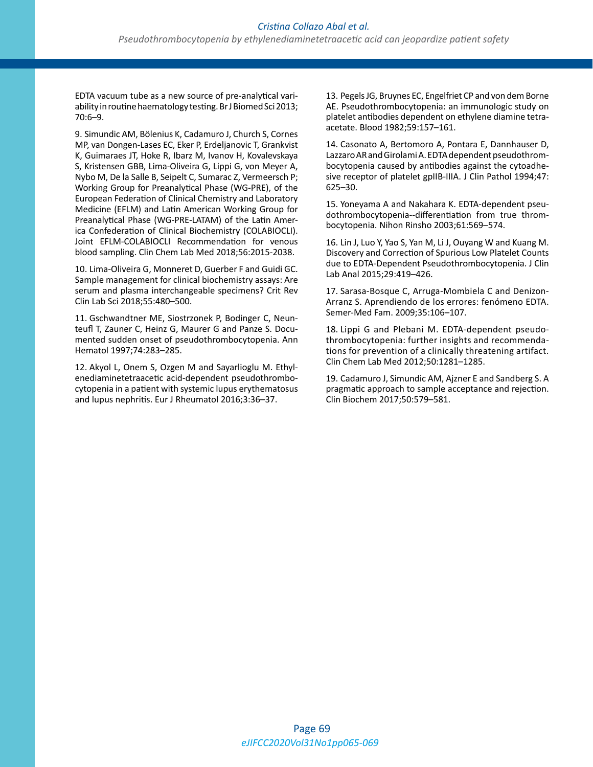EDTA vacuum tube as a new source of pre-analytical variability in routine haematology testing. Br J Biomed Sci 2013; 70:6–9.

9. Simundic AM, Bölenius K, Cadamuro J, Church S, Cornes MP, van Dongen-Lases EC, Eker P, Erdeljanovic T, Grankvist K, Guimaraes JT, Hoke R, Ibarz M, Ivanov H, Kovalevskaya S, Kristensen GBB, Lima-Oliveira G, Lippi G, von Meyer A, Nybo M, De la Salle B, Seipelt C, Sumarac Z, Vermeersch P; Working Group for Preanalytical Phase (WG-PRE), of the European Federation of Clinical Chemistry and Laboratory Medicine (EFLM) and Latin American Working Group for Preanalytical Phase (WG-PRE-LATAM) of the Latin America Confederation of Clinical Biochemistry (COLABIOCLI). Joint EFLM-COLABIOCLI Recommendation for venous blood sampling. Clin Chem Lab Med 2018;56:2015-2038.

10. Lima-Oliveira G, Monneret D, Guerber F and Guidi GC. Sample management for clinical biochemistry assays: Are serum and plasma interchangeable specimens? Crit Rev Clin Lab Sci 2018;55:480–500.

11. Gschwandtner ME, Siostrzonek P, Bodinger C, Neunteufl T, Zauner C, Heinz G, Maurer G and Panze S. Documented sudden onset of pseudothrombocytopenia. Ann Hematol 1997;74:283–285.

12. Akyol L, Onem S, Ozgen M and Sayarlioglu M. Ethylenediaminetetraacetic acid-dependent pseudothrombocytopenia in a patient with systemic lupus erythematosus and lupus nephritis. Eur J Rheumatol 2016;3:36–37.

13. Pegels JG, Bruynes EC, Engelfriet CP and von dem Borne AE. Pseudothrombocytopenia: an immunologic study on platelet antibodies dependent on ethylene diamine tetraacetate. Blood 1982;59:157–161.

14. Casonato A, Bertomoro A, Pontara E, Dannhauser D, Lazzaro AR and Girolami A. EDTA dependent pseudothrombocytopenia caused by antibodies against the cytoadhesive receptor of platelet gpIIB-IIIA. J Clin Pathol 1994;47: 625–30.

15. Yoneyama A and Nakahara K. EDTA-dependent pseudothrombocytopenia--differentiation from true thrombocytopenia. Nihon Rinsho 2003;61:569–574.

16. Lin J, Luo Y, Yao S, Yan M, Li J, Ouyang W and Kuang M. Discovery and Correction of Spurious Low Platelet Counts due to EDTA-Dependent Pseudothrombocytopenia. J Clin Lab Anal 2015;29:419–426.

17. Sarasa-Bosque C, Arruga-Mombiela C and Denizon-Arranz S. Aprendiendo de los errores: fenómeno EDTA. Semer-Med Fam. 2009;35:106–107.

18. Lippi G and Plebani M. EDTA-dependent pseudothrombocytopenia: further insights and recommendations for prevention of a clinically threatening artifact. Clin Chem Lab Med 2012;50:1281–1285.

19. Cadamuro J, Simundic AM, Ajzner E and Sandberg S. A pragmatic approach to sample acceptance and rejection. Clin Biochem 2017;50:579–581.